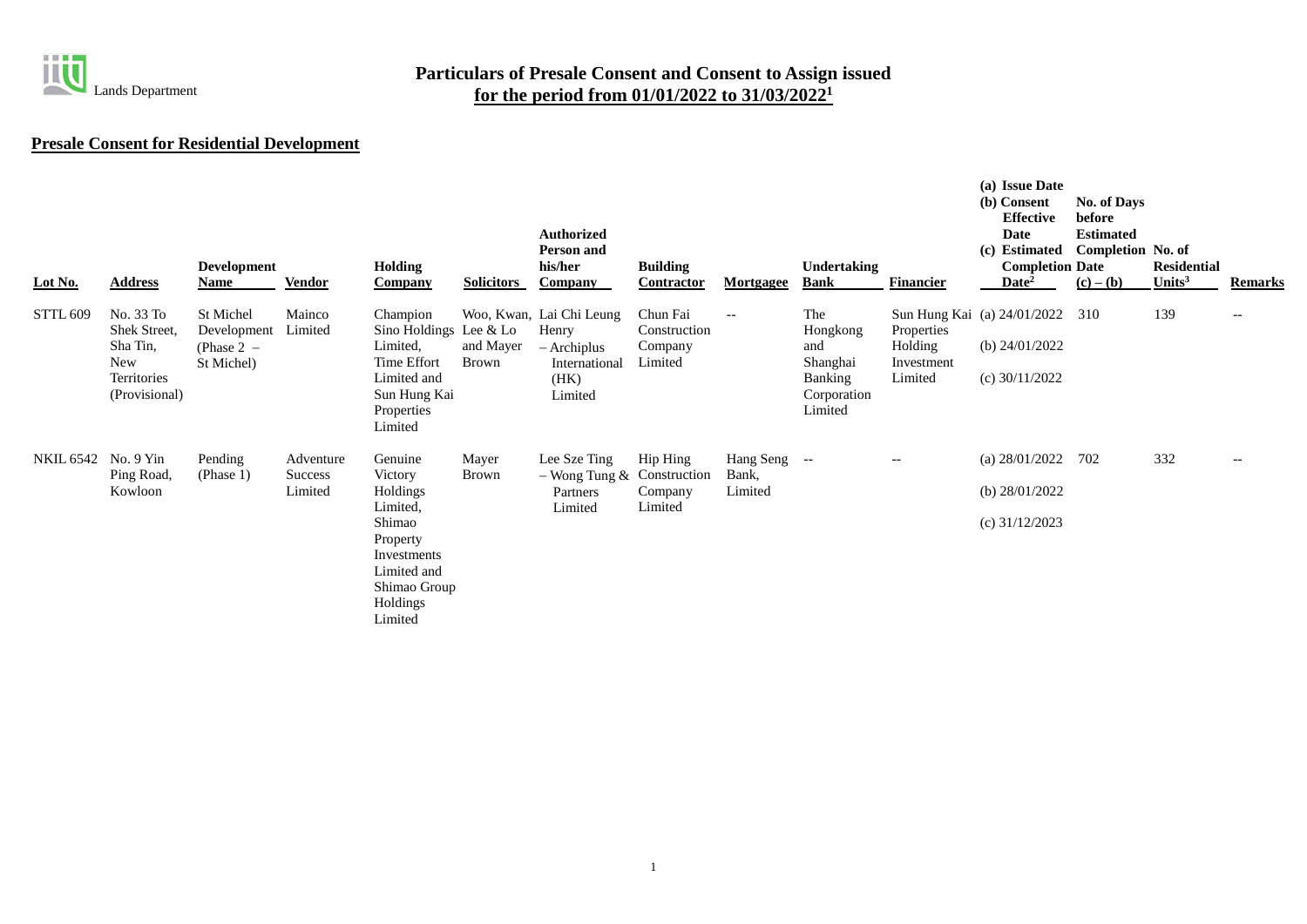Lands Department

# Particulars of Presale Consent and Consent to Assign issued for the period from 01/01/2022 to 31/03/2022[1]

## Presale Consent for Residential Development

| Lot No. | Address | Development Name | Vendor | Holding Company | Solicitors | Authorized Person and his/her Company | Building Contractor | Mortgagee | Undertaking Bank | Financier | (a) Issue Date (b) Consent Effective Date (c) Estimated Completion Date[2] | No. of Days before Estimated Completion Date (c) – (b) | No. of Residential Units[3] | Remarks |
|---|---|---|---|---|---|---|---|---|---|---|---|---|---|---|
| STTL 609 | No. 33 To Shek Street, Sha Tin, New Territories (Provisional) | St Michel Development (Phase 2 – St Michel) | Mainco Limited | Champion Sino Holdings Limited, Time Effort Limited and Sun Hung Kai Properties Limited | Woo, Kwan, Lee & Lo and Mayer Brown | Lai Chi Leung Henry – Archiplus International (HK) Limited | Chun Fai Construction Company Limited | -- | The Hongkong and Shanghai Banking Corporation Limited | Sun Hung Kai Properties Holding Investment Limited | (a) 24/01/2022 (b) 24/01/2022 (c) 30/11/2022 | 310 | 139 | -- |
| NKIL 6542 | No. 9 Yin Ping Road, Kowloon | Pending (Phase 1) | Adventure Success Limited | Genuine Victory Holdings Limited, Shimao Property Investments Limited and Shimao Group Holdings Limited | Mayer Brown | Lee Sze Ting – Wong Tung & Partners Limited | Hip Hing Construction Company Limited | Hang Seng Bank, Limited | -- | -- | (a) 28/01/2022 (b) 28/01/2022 (c) 31/12/2023 | 702 | 332 | -- |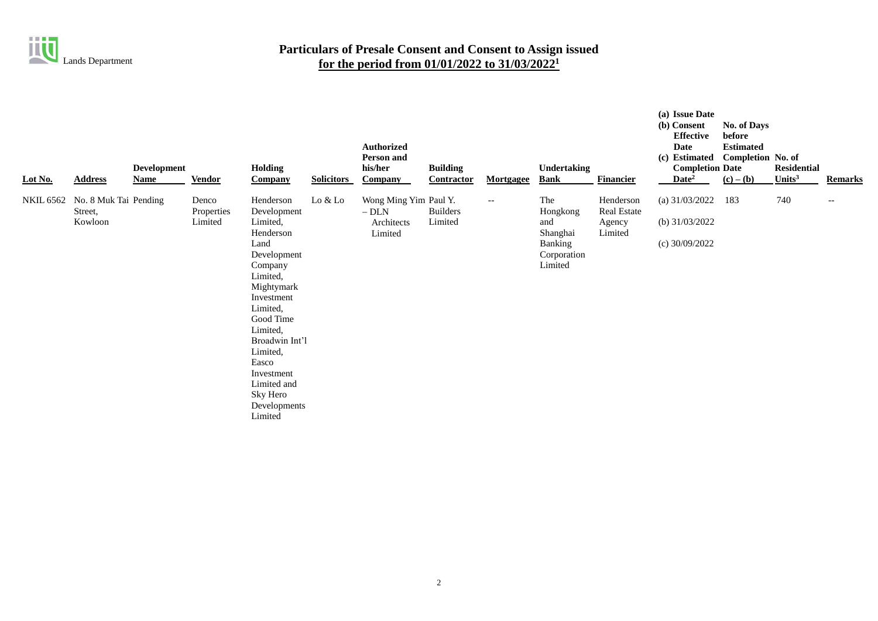Lands Department

# Particulars of Presale Consent and Consent to Assign issued for the period from 01/01/2022 to 31/03/2022[1]

| Lot No. | Address | Development Name | Vendor | Holding Company | Solicitors | Authorized Person and his/her Company | Building Contractor | Mortgagee | Undertaking Bank | Financier | (a) Issue Date (b) Consent Effective Date (c) Estimated Completion Date[2] | No. of Days before Estimated Completion Date (c) – (b) | No. of Residential Units[3] | Remarks |
|---|---|---|---|---|---|---|---|---|---|---|---|---|---|---|
| NKIL 6562 | No. 8 Muk Tai Street, Kowloon | Pending | Denco Properties Limited | Henderson Development Limited, Henderson Land Development Company Limited, Mightymark Investment Limited, Good Time Limited, Broadwin Int'l Limited, Easco Investment Limited and Sky Hero Developments Limited | Lo & Lo | Wong Ming Yim – DLN Architects Limited | Paul Y. Builders Limited | -- | The Hongkong and Shanghai Banking Corporation Limited | Henderson Real Estate Agency Limited | (a) 31/03/2022 (b) 31/03/2022 (c) 30/09/2022 | 183 | 740 | -- |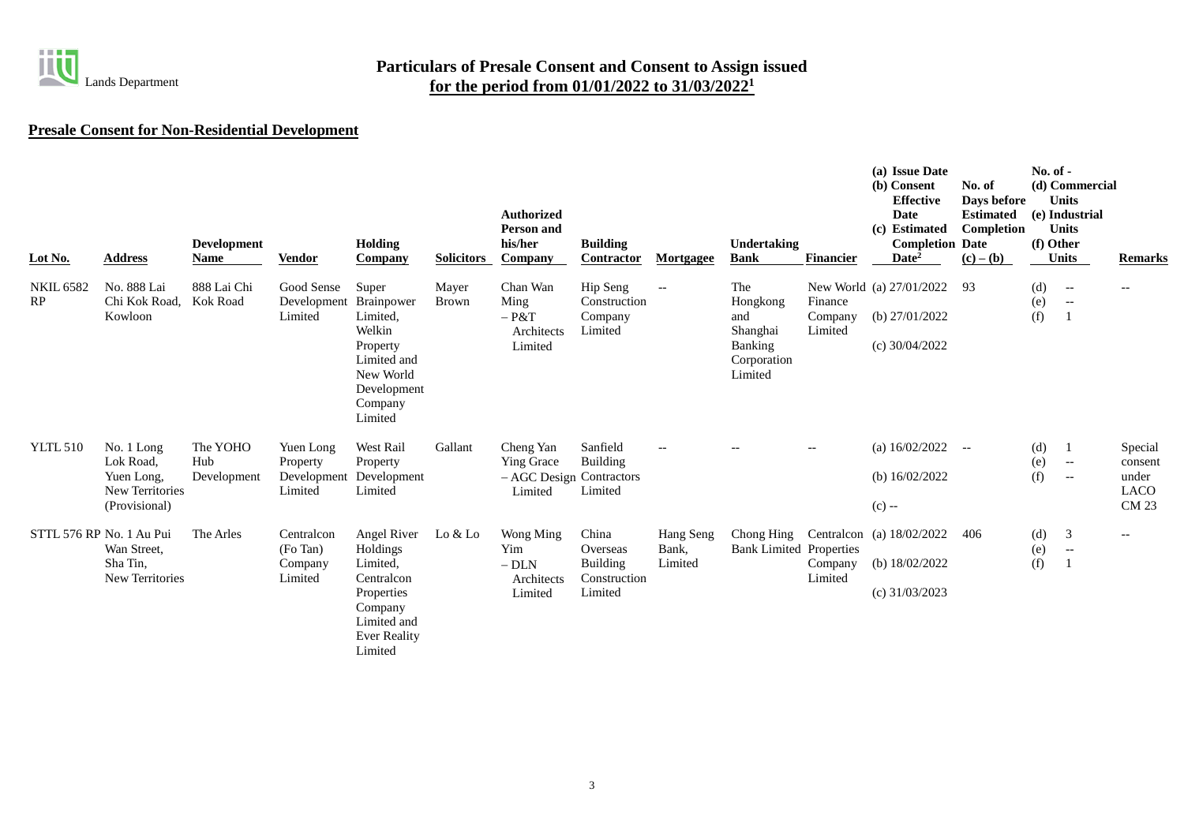Lands Department

# Particulars of Presale Consent and Consent to Assign issued for the period from 01/01/2022 to 31/03/2022[1]

## Presale Consent for Non-Residential Development

| Lot No. | Address | Development Name | Vendor | Holding Company | Solicitors | Authorized Person and his/her Company | Building Contractor | Mortgagee | Undertaking Bank | Financier | (a) Issue Date (b) Consent Effective Date (c) Estimated Completion Date[2] | No. of Days before Estimated Completion Date (c) – (b) | No. of - (d) Commercial Units (e) Industrial Units (f) Other Units | Remarks |
|---|---|---|---|---|---|---|---|---|---|---|---|---|---|---|
| NKIL 6582 RP | No. 888 Lai Chi Kok Road, Kowloon | 888 Lai Chi Kok Road | Good Sense Development Limited | Super Brainpower Limited, Welkin Property Limited and New World Development Company Limited | Mayer Brown | Chan Wan Ming – P&T Architects Limited | Hip Seng Construction Company Limited | -- | The Hongkong and Shanghai Banking Corporation Limited | New World Finance Company Limited | (a) 27/01/2022 (b) 27/01/2022 (c) 30/04/2022 | 93 | (d) -- (e) -- (f) 1 | -- |
| YLTL 510 | No. 1 Long Lok Road, Yuen Long, New Territories (Provisional) | The YOHO Hub | Yuen Long Property Development Limited | West Rail Property Development Limited | Gallant | Cheng Yan Ying Grace – AGC Design Limited | Sanfield Building Contractors Limited | -- | -- | -- | (a) 16/02/2022 (b) 16/02/2022 (c) -- | -- | (d) 1 (e) -- (f) -- | Special consent under LACO CM 23 |
| STTL 576 RP | No. 1 Au Pui Wan Street, Sha Tin, New Territories | The Arles | Centralcon (Fo Tan) Company Limited | Angel River Holdings Limited, Centralcon Properties Company Limited and Ever Reality Limited | Lo & Lo | Wong Ming Yim – DLN Architects Limited | China Overseas Building Construction Limited | Hang Seng Bank, Limited | Chong Hing Bank Limited | Centralcon Properties Company Limited | (a) 18/02/2022 (b) 18/02/2022 (c) 31/03/2023 | 406 | (d) 3 (e) -- (f) 1 | -- |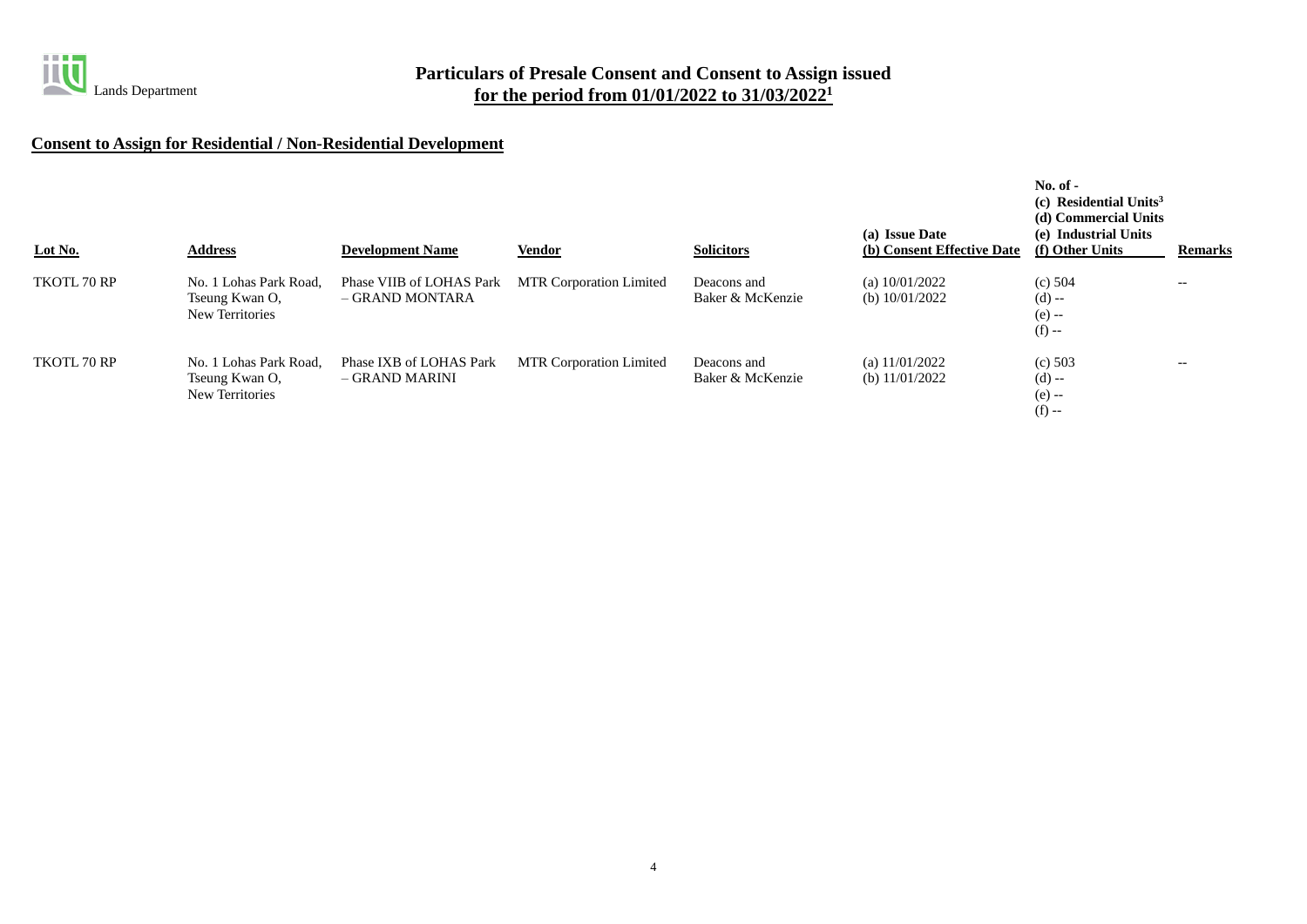Lands Department

# Particulars of Presale Consent and Consent to Assign issued for the period from 01/01/2022 to 31/03/2022[1]

## Consent to Assign for Residential / Non-Residential Development

| Lot No. | Address | Development Name | Vendor | Solicitors | (a) Issue Date<br>(b) Consent Effective Date | No. of -<br>(c) Residential Units[3]<br>(d) Commercial Units<br>(e) Industrial Units<br>(f) Other Units | Remarks |
|---|---|---|---|---|---|---|---|
| TKOTL 70 RP | No. 1 Lohas Park Road, Tseung Kwan O, New Territories | Phase VIIB of LOHAS Park – GRAND MONTARA | MTR Corporation Limited | Deacons and Baker & McKenzie | (a) 10/01/2022<br>(b) 10/01/2022 | (c) 504<br>(d) --<br>(e) --<br>(f) -- | -- |
| TKOTL 70 RP | No. 1 Lohas Park Road, Tseung Kwan O, New Territories | Phase IXB of LOHAS Park – GRAND MARINI | MTR Corporation Limited | Deacons and Baker & McKenzie | (a) 11/01/2022<br>(b) 11/01/2022 | (c) 503<br>(d) --<br>(e) --<br>(f) -- | -- |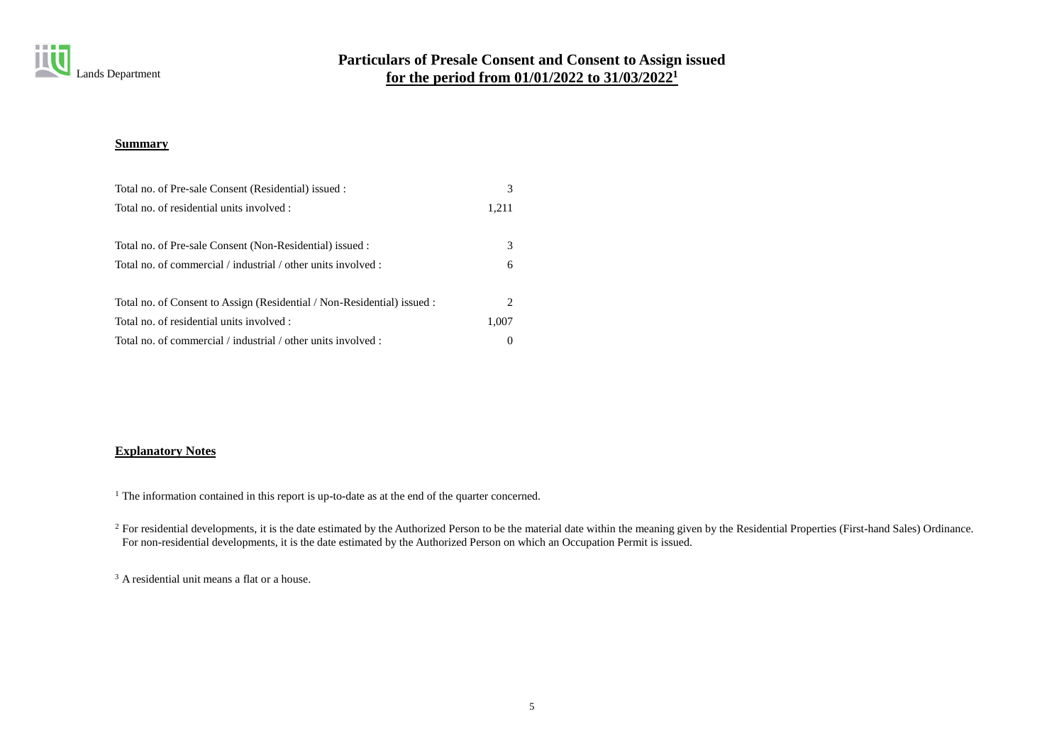Lands Department

# Particulars of Presale Consent and Consent to Assign issued
## for the period from 01/01/2022 to 31/03/2022[1]

**Summary**

| | |
|---|---|
| Total no. of Pre-sale Consent (Residential) issued : | 3 |
| Total no. of residential units involved : | 1,211 |
| | |
| Total no. of Pre-sale Consent (Non-Residential) issued : | 3 |
| Total no. of commercial / industrial / other units involved : | 6 |
| | |
| Total no. of Consent to Assign (Residential / Non-Residential) issued : | 2 |
| Total no. of residential units involved : | 1,007 |
| Total no. of commercial / industrial / other units involved : | 0 |

**Explanatory Notes**

[1] The information contained in this report is up-to-date as at the end of the quarter concerned.

[2] For residential developments, it is the date estimated by the Authorized Person to be the material date within the meaning given by the Residential Properties (First-hand Sales) Ordinance.
For non-residential developments, it is the date estimated by the Authorized Person on which an Occupation Permit is issued.

[3] A residential unit means a flat or a house.